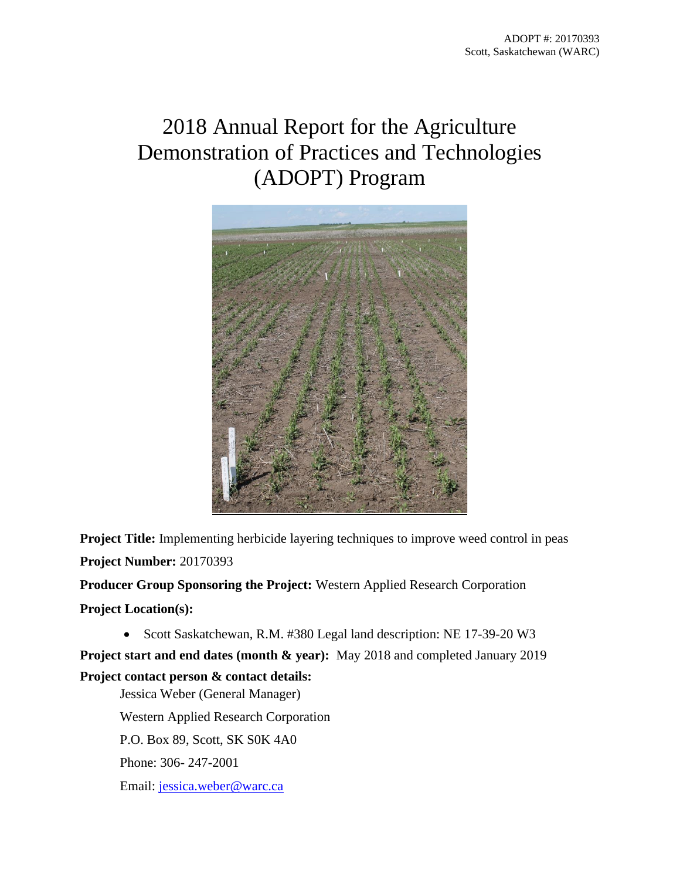ADOPT #: 20170393
Scott, Saskatchewan (WARC)

# 2018 Annual Report for the Agriculture Demonstration of Practices and Technologies (ADOPT) Program

**Project Title:** Implementing herbicide layering techniques to improve weed control in peas

**Project Number:** 20170393

**Producer Group Sponsoring the Project:** Western Applied Research Corporation

**Project Location(s):**

- Scott Saskatchewan, R.M. #380 Legal land description: NE 17-39-20 W3

**Project start and end dates (month & year):** May 2018 and completed January 2019

**Project contact person & contact details:**

Jessica Weber (General Manager)

Western Applied Research Corporation

P.O. Box 89, Scott, SK S0K 4A0

Phone: 306- 247-2001

Email: jessica.weber@warc.ca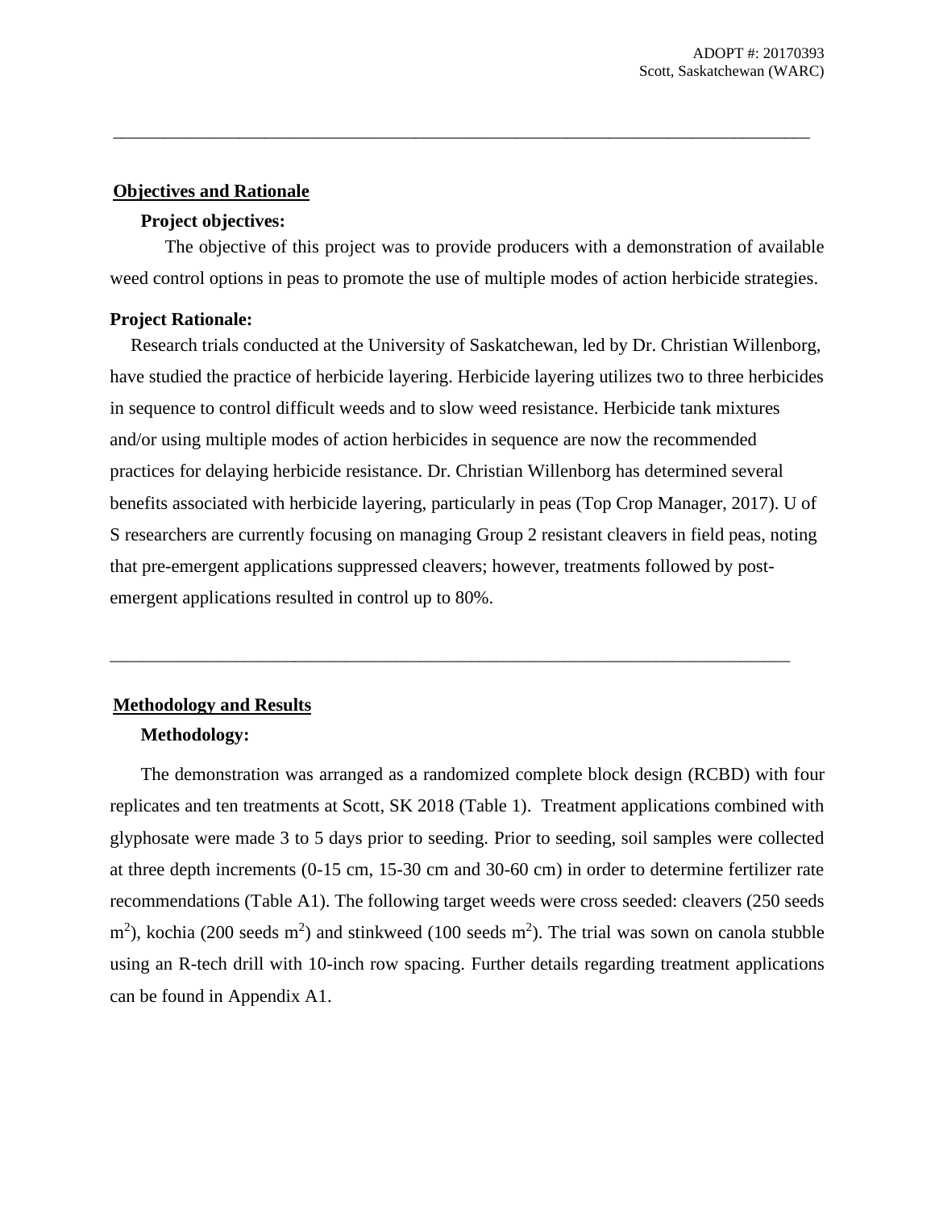## Objectives and Rationale

### Project objectives:

The objective of this project was to provide producers with a demonstration of available weed control options in peas to promote the use of multiple modes of action herbicide strategies.

### Project Rationale:

Research trials conducted at the University of Saskatchewan, led by Dr. Christian Willenborg, have studied the practice of herbicide layering. Herbicide layering utilizes two to three herbicides in sequence to control difficult weeds and to slow weed resistance. Herbicide tank mixtures and/or using multiple modes of action herbicides in sequence are now the recommended practices for delaying herbicide resistance. Dr. Christian Willenborg has determined several benefits associated with herbicide layering, particularly in peas (Top Crop Manager, 2017). U of S researchers are currently focusing on managing Group 2 resistant cleavers in field peas, noting that pre-emergent applications suppressed cleavers; however, treatments followed by post-emergent applications resulted in control up to 80%.

---

## Methodology and Results

### Methodology:

The demonstration was arranged as a randomized complete block design (RCBD) with four replicates and ten treatments at Scott, SK 2018 (Table 1). Treatment applications combined with glyphosate were made 3 to 5 days prior to seeding. Prior to seeding, soil samples were collected at three depth increments (0-15 cm, 15-30 cm and 30-60 cm) in order to determine fertilizer rate recommendations (Table A1). The following target weeds were cross seeded: cleavers (250 seeds $m^2$), kochia (200 seeds $m^2$) and stinkweed (100 seeds $m^2$). The trial was sown on canola stubble using an R-tech drill with 10-inch row spacing. Further details regarding treatment applications can be found in Appendix A1.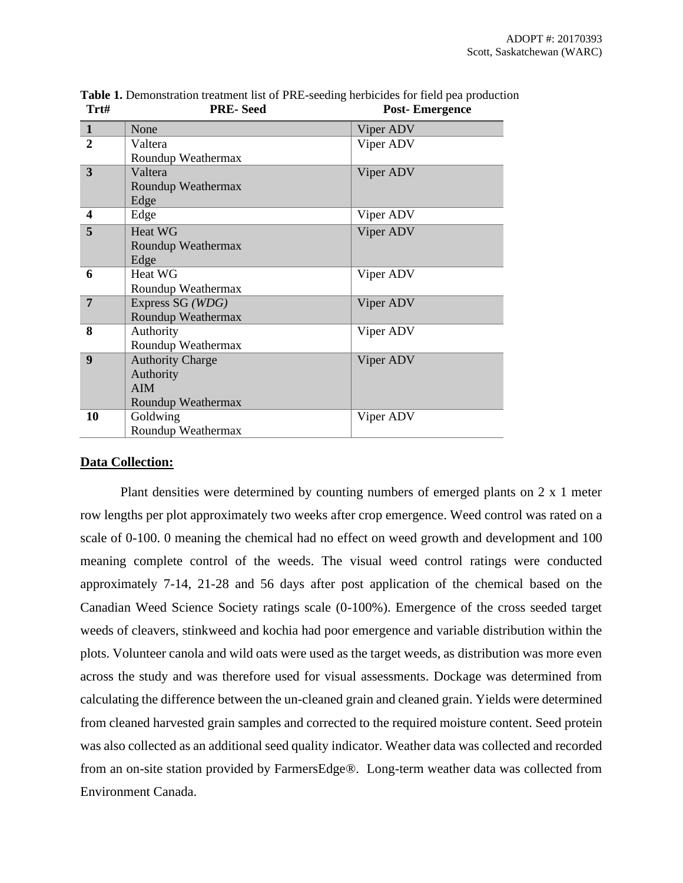**Table 1.** Demonstration treatment list of PRE-seeding herbicides for field pea production

| Trt# | PRE- Seed | Post- Emergence |
|---|---|---|
| **1** | None | Viper ADV |
| **2** | Valtera<br>Roundup Weathermax | Viper ADV |
| **3** | Valtera<br>Roundup Weathermax<br>Edge | Viper ADV |
| **4** | Edge | Viper ADV |
| **5** | Heat WG<br>Roundup Weathermax<br>Edge | Viper ADV |
| **6** | Heat WG<br>Roundup Weathermax | Viper ADV |
| **7** | Express SG *(WDG)*<br>Roundup Weathermax | Viper ADV |
| **8** | Authority<br>Roundup Weathermax | Viper ADV |
| **9** | Authority Charge<br>Authority<br>AIM<br>Roundup Weathermax | Viper ADV |
| **10** | Goldwing<br>Roundup Weathermax | Viper ADV |

## Data Collection:

Plant densities were determined by counting numbers of emerged plants on 2 x 1 meter row lengths per plot approximately two weeks after crop emergence. Weed control was rated on a scale of 0-100. 0 meaning the chemical had no effect on weed growth and development and 100 meaning complete control of the weeds. The visual weed control ratings were conducted approximately 7-14, 21-28 and 56 days after post application of the chemical based on the Canadian Weed Science Society ratings scale (0-100%). Emergence of the cross seeded target weeds of cleavers, stinkweed and kochia had poor emergence and variable distribution within the plots. Volunteer canola and wild oats were used as the target weeds, as distribution was more even across the study and was therefore used for visual assessments. Dockage was determined from calculating the difference between the un-cleaned grain and cleaned grain. Yields were determined from cleaned harvested grain samples and corrected to the required moisture content. Seed protein was also collected as an additional seed quality indicator. Weather data was collected and recorded from an on-site station provided by FarmersEdge®. Long-term weather data was collected from Environment Canada.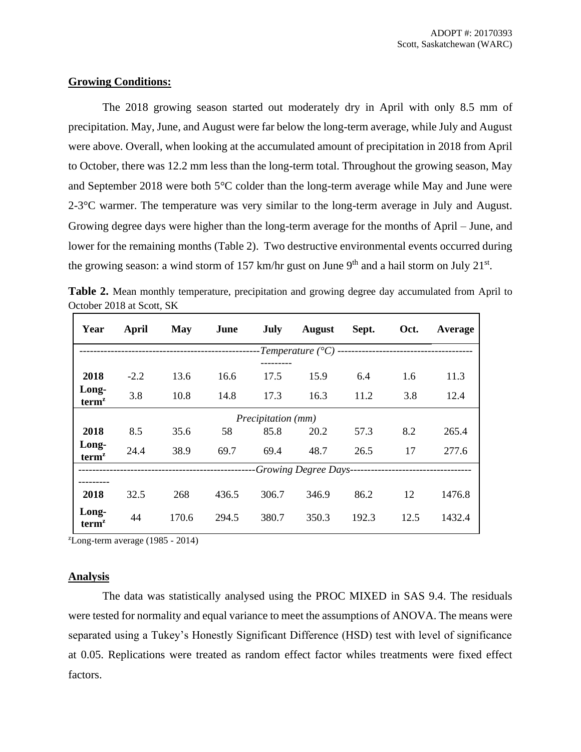## Growing Conditions:

The 2018 growing season started out moderately dry in April with only 8.5 mm of precipitation. May, June, and August were far below the long-term average, while July and August were above. Overall, when looking at the accumulated amount of precipitation in 2018 from April to October, there was 12.2 mm less than the long-term total. Throughout the growing season, May and September 2018 were both 5°C colder than the long-term average while May and June were 2-3°C warmer. The temperature was very similar to the long-term average in July and August. Growing degree days were higher than the long-term average for the months of April – June, and lower for the remaining months (Table 2). Two destructive environmental events occurred during the growing season: a wind storm of 157 km/hr gust on June 9th and a hail storm on July 21st.

**Table 2.** Mean monthly temperature, precipitation and growing degree day accumulated from April to October 2018 at Scott, SK

| Year | April | May | June | July | August | Sept. | Oct. | Average |
|---|---|---|---|---|---|---|---|---|
| | | | | *Temperature (°C)* | | | | |
| **2018** | -2.2 | 13.6 | 16.6 | 17.5 | 15.9 | 6.4 | 1.6 | 11.3 |
| **Long-term[z]** | 3.8 | 10.8 | 14.8 | 17.3 | 16.3 | 11.2 | 3.8 | 12.4 |
| | | | | *Precipitation (mm)* | | | | |
| **2018** | 8.5 | 35.6 | 58 | 85.8 | 20.2 | 57.3 | 8.2 | 265.4 |
| **Long-term[z]** | 24.4 | 38.9 | 69.7 | 69.4 | 48.7 | 26.5 | 17 | 277.6 |
| | | | | *Growing Degree Days* | | | | |
| **2018** | 32.5 | 268 | 436.5 | 306.7 | 346.9 | 86.2 | 12 | 1476.8 |
| **Long-term[z]** | 44 | 170.6 | 294.5 | 380.7 | 350.3 | 192.3 | 12.5 | 1432.4 |

[z]Long-term average (1985 - 2014)

## Analysis

The data was statistically analysed using the PROC MIXED in SAS 9.4. The residuals were tested for normality and equal variance to meet the assumptions of ANOVA. The means were separated using a Tukey's Honestly Significant Difference (HSD) test with level of significance at 0.05. Replications were treated as random effect factor whiles treatments were fixed effect factors.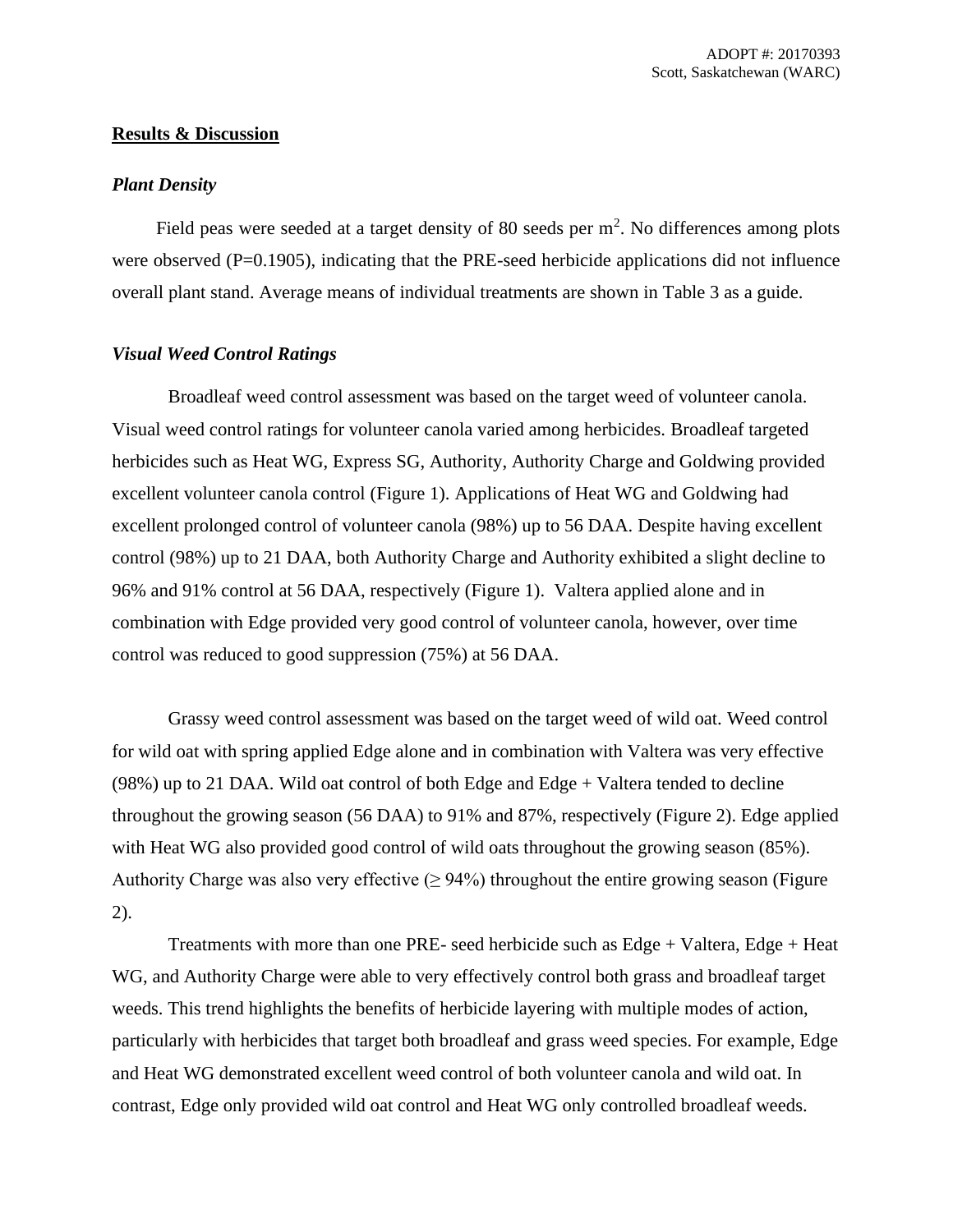## Results & Discussion

### *Plant Density*

Field peas were seeded at a target density of 80 seeds per $m^2$. No differences among plots were observed (P=0.1905), indicating that the PRE-seed herbicide applications did not influence overall plant stand. Average means of individual treatments are shown in Table 3 as a guide.

### *Visual Weed Control Ratings*

Broadleaf weed control assessment was based on the target weed of volunteer canola. Visual weed control ratings for volunteer canola varied among herbicides. Broadleaf targeted herbicides such as Heat WG, Express SG, Authority, Authority Charge and Goldwing provided excellent volunteer canola control (Figure 1). Applications of Heat WG and Goldwing had excellent prolonged control of volunteer canola (98%) up to 56 DAA. Despite having excellent control (98%) up to 21 DAA, both Authority Charge and Authority exhibited a slight decline to 96% and 91% control at 56 DAA, respectively (Figure 1). Valtera applied alone and in combination with Edge provided very good control of volunteer canola, however, over time control was reduced to good suppression (75%) at 56 DAA.

Grassy weed control assessment was based on the target weed of wild oat. Weed control for wild oat with spring applied Edge alone and in combination with Valtera was very effective (98%) up to 21 DAA. Wild oat control of both Edge and Edge + Valtera tended to decline throughout the growing season (56 DAA) to 91% and 87%, respectively (Figure 2). Edge applied with Heat WG also provided good control of wild oats throughout the growing season (85%). Authority Charge was also very effective (≥ 94%) throughout the entire growing season (Figure 2).

Treatments with more than one PRE- seed herbicide such as Edge + Valtera, Edge + Heat WG, and Authority Charge were able to very effectively control both grass and broadleaf target weeds. This trend highlights the benefits of herbicide layering with multiple modes of action, particularly with herbicides that target both broadleaf and grass weed species. For example, Edge and Heat WG demonstrated excellent weed control of both volunteer canola and wild oat. In contrast, Edge only provided wild oat control and Heat WG only controlled broadleaf weeds.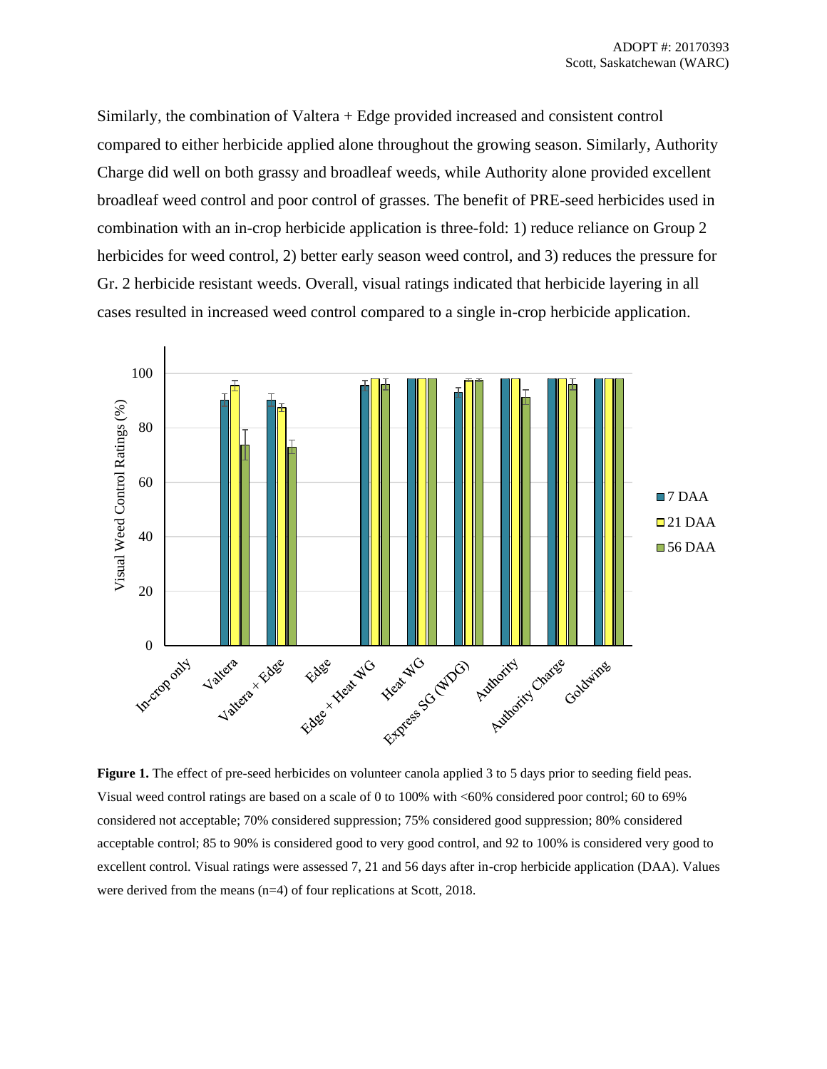Similarly, the combination of Valtera + Edge provided increased and consistent control compared to either herbicide applied alone throughout the growing season. Similarly, Authority Charge did well on both grassy and broadleaf weeds, while Authority alone provided excellent broadleaf weed control and poor control of grasses. The benefit of PRE-seed herbicides used in combination with an in-crop herbicide application is three-fold: 1) reduce reliance on Group 2 herbicides for weed control, 2) better early season weed control, and 3) reduces the pressure for Gr. 2 herbicide resistant weeds. Overall, visual ratings indicated that herbicide layering in all cases resulted in increased weed control compared to a single in-crop herbicide application.

**Figure 1.** The effect of pre-seed herbicides on volunteer canola applied 3 to 5 days prior to seeding field peas. Visual weed control ratings are based on a scale of 0 to 100% with <60% considered poor control; 60 to 69% considered not acceptable; 70% considered suppression; 75% considered good suppression; 80% considered acceptable control; 85 to 90% is considered good to very good control, and 92 to 100% is considered very good to excellent control. Visual ratings were assessed 7, 21 and 56 days after in-crop herbicide application (DAA). Values were derived from the means (n=4) of four replications at Scott, 2018.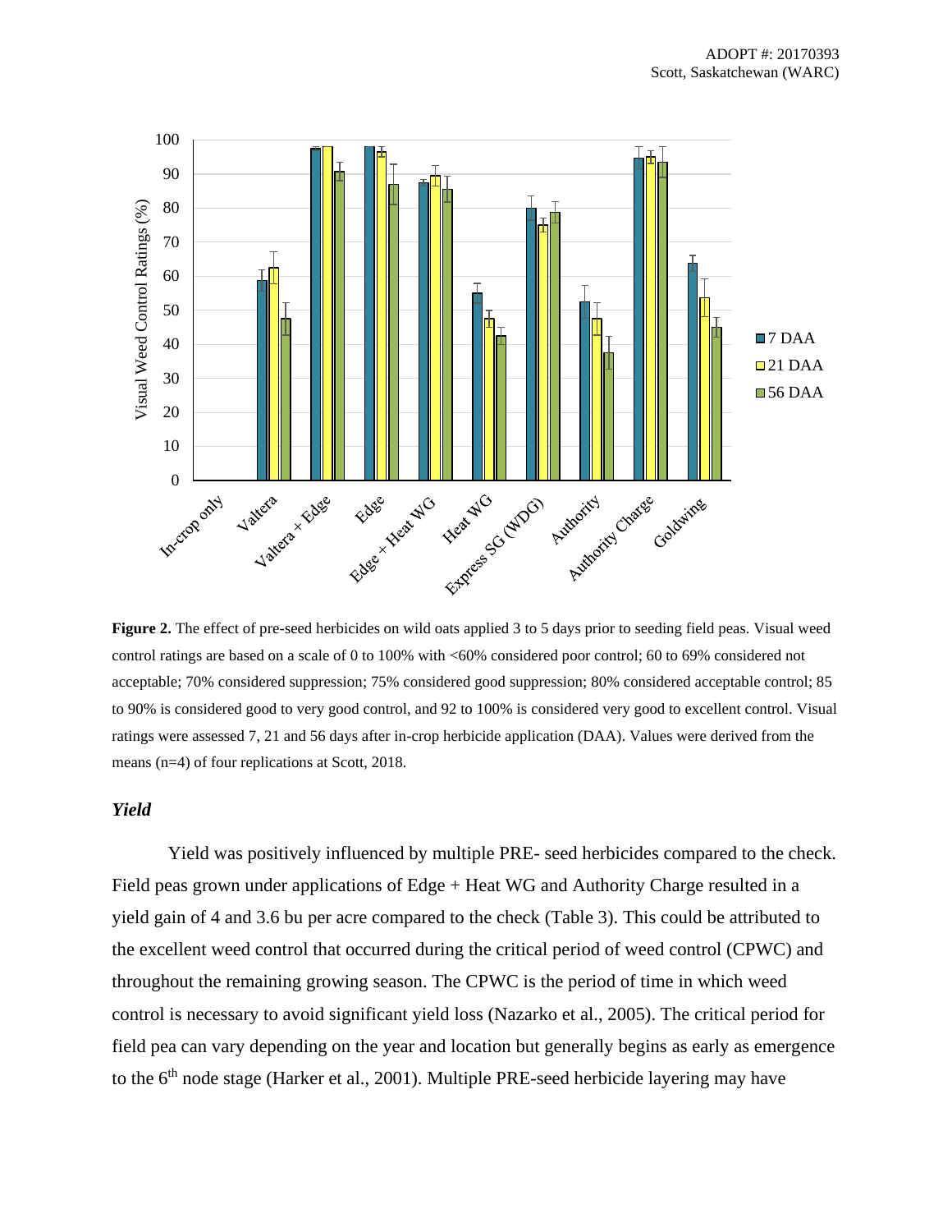**Figure 2.** The effect of pre-seed herbicides on wild oats applied 3 to 5 days prior to seeding field peas. Visual weed control ratings are based on a scale of 0 to 100% with <60% considered poor control; 60 to 69% considered not acceptable; 70% considered suppression; 75% considered good suppression; 80% considered acceptable control; 85 to 90% is considered good to very good control, and 92 to 100% is considered very good to excellent control. Visual ratings were assessed 7, 21 and 56 days after in-crop herbicide application (DAA). Values were derived from the means (n=4) of four replications at Scott, 2018.

### *Yield*

Yield was positively influenced by multiple PRE- seed herbicides compared to the check. Field peas grown under applications of Edge + Heat WG and Authority Charge resulted in a yield gain of 4 and 3.6 bu per acre compared to the check (Table 3). This could be attributed to the excellent weed control that occurred during the critical period of weed control (CPWC) and throughout the remaining growing season. The CPWC is the period of time in which weed control is necessary to avoid significant yield loss (Nazarko et al., 2005). The critical period for field pea can vary depending on the year and location but generally begins as early as emergence to the 6th node stage (Harker et al., 2001). Multiple PRE-seed herbicide layering may have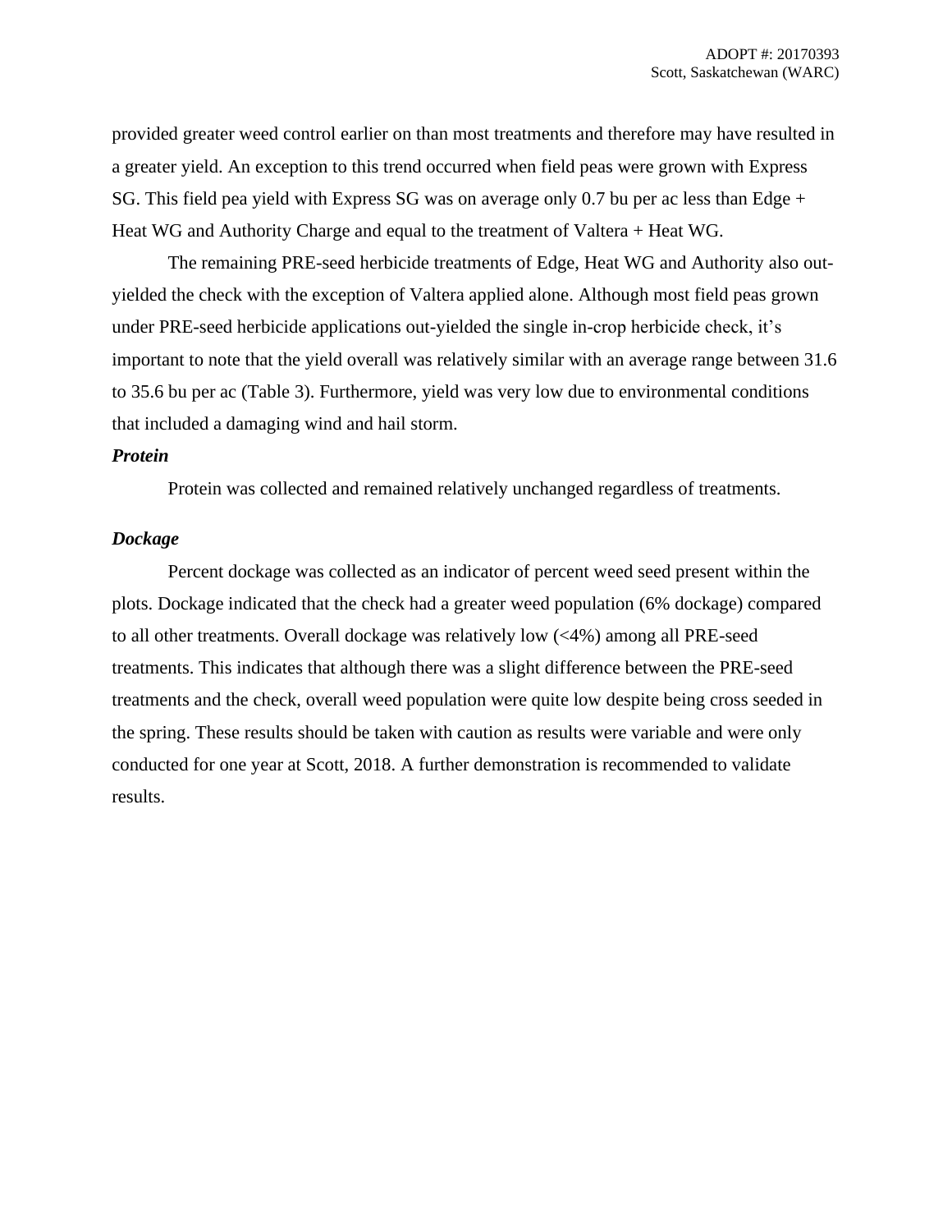provided greater weed control earlier on than most treatments and therefore may have resulted in a greater yield. An exception to this trend occurred when field peas were grown with Express SG. This field pea yield with Express SG was on average only 0.7 bu per ac less than Edge + Heat WG and Authority Charge and equal to the treatment of Valtera + Heat WG.

The remaining PRE-seed herbicide treatments of Edge, Heat WG and Authority also out-yielded the check with the exception of Valtera applied alone. Although most field peas grown under PRE-seed herbicide applications out-yielded the single in-crop herbicide check, it's important to note that the yield overall was relatively similar with an average range between 31.6 to 35.6 bu per ac (Table 3). Furthermore, yield was very low due to environmental conditions that included a damaging wind and hail storm.

***Protein***

Protein was collected and remained relatively unchanged regardless of treatments.

***Dockage***

Percent dockage was collected as an indicator of percent weed seed present within the plots. Dockage indicated that the check had a greater weed population (6% dockage) compared to all other treatments. Overall dockage was relatively low (<4%) among all PRE-seed treatments. This indicates that although there was a slight difference between the PRE-seed treatments and the check, overall weed population were quite low despite being cross seeded in the spring. These results should be taken with caution as results were variable and were only conducted for one year at Scott, 2018. A further demonstration is recommended to validate results.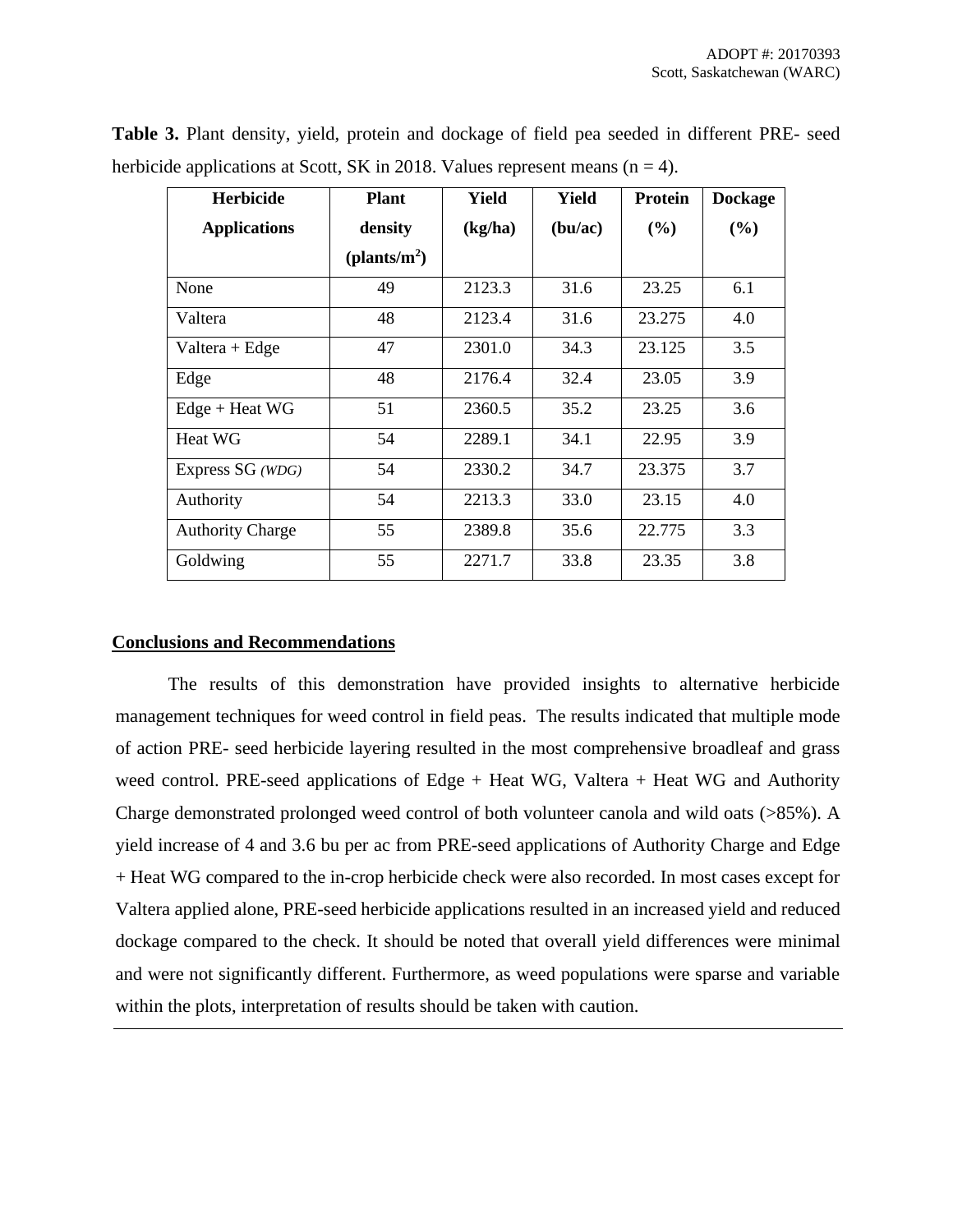**Table 3.** Plant density, yield, protein and dockage of field pea seeded in different PRE- seed herbicide applications at Scott, SK in 2018. Values represent means (n = 4).

| Herbicide Applications | Plant density (plants/m$^2$) | Yield (kg/ha) | Yield (bu/ac) | Protein (%) | Dockage (%) |
|---|---|---|---|---|---|
| None | 49 | 2123.3 | 31.6 | 23.25 | 6.1 |
| Valtera | 48 | 2123.4 | 31.6 | 23.275 | 4.0 |
| Valtera + Edge | 47 | 2301.0 | 34.3 | 23.125 | 3.5 |
| Edge | 48 | 2176.4 | 32.4 | 23.05 | 3.9 |
| Edge + Heat WG | 51 | 2360.5 | 35.2 | 23.25 | 3.6 |
| Heat WG | 54 | 2289.1 | 34.1 | 22.95 | 3.9 |
| Express SG *(WDG)* | 54 | 2330.2 | 34.7 | 23.375 | 3.7 |
| Authority | 54 | 2213.3 | 33.0 | 23.15 | 4.0 |
| Authority Charge | 55 | 2389.8 | 35.6 | 22.775 | 3.3 |
| Goldwing | 55 | 2271.7 | 33.8 | 23.35 | 3.8 |

## Conclusions and Recommendations

The results of this demonstration have provided insights to alternative herbicide management techniques for weed control in field peas. The results indicated that multiple mode of action PRE- seed herbicide layering resulted in the most comprehensive broadleaf and grass weed control. PRE-seed applications of Edge + Heat WG, Valtera + Heat WG and Authority Charge demonstrated prolonged weed control of both volunteer canola and wild oats (>85%). A yield increase of 4 and 3.6 bu per ac from PRE-seed applications of Authority Charge and Edge + Heat WG compared to the in-crop herbicide check were also recorded. In most cases except for Valtera applied alone, PRE-seed herbicide applications resulted in an increased yield and reduced dockage compared to the check. It should be noted that overall yield differences were minimal and were not significantly different. Furthermore, as weed populations were sparse and variable within the plots, interpretation of results should be taken with caution.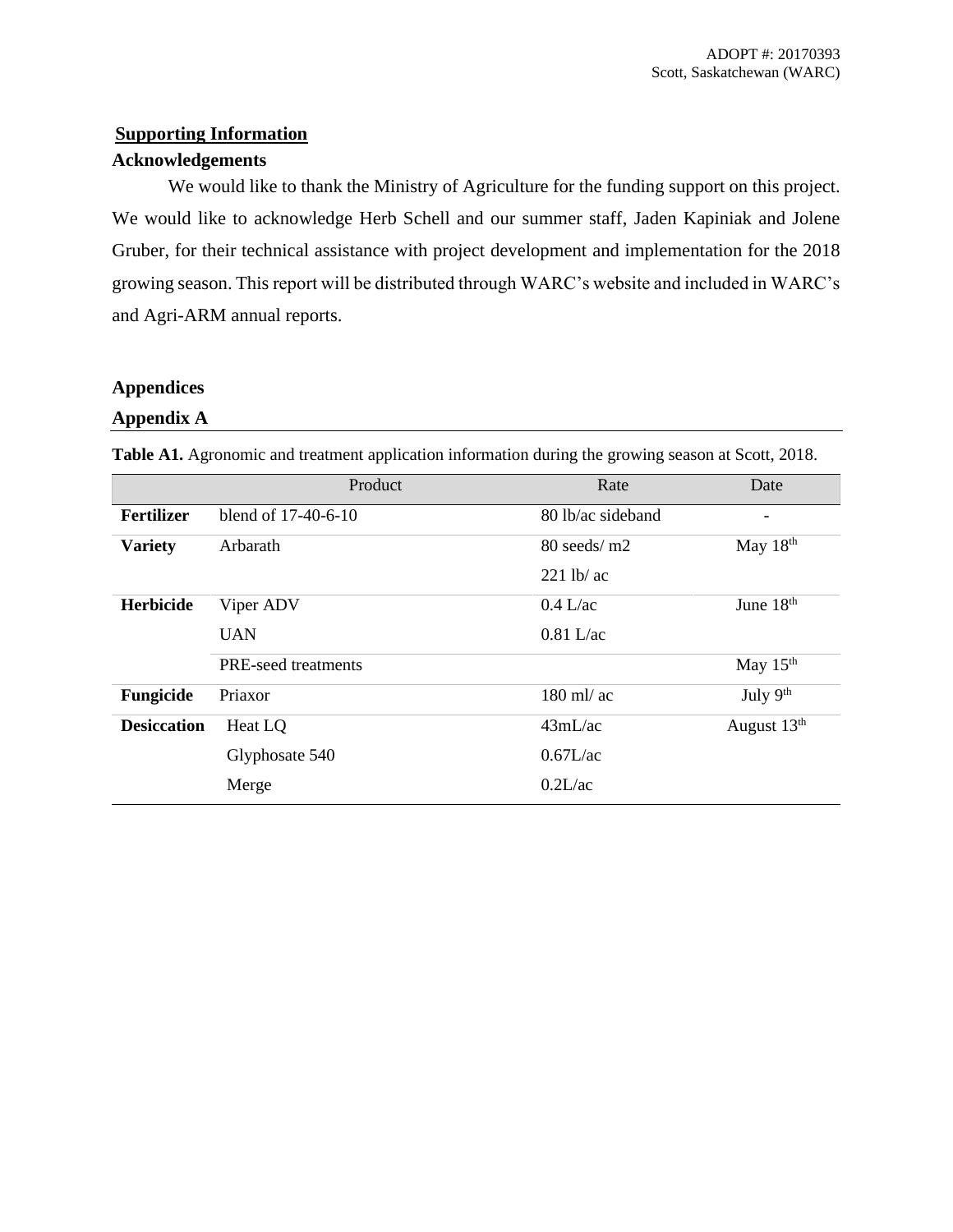## Supporting Information

### Acknowledgements

We would like to thank the Ministry of Agriculture for the funding support on this project. We would like to acknowledge Herb Schell and our summer staff, Jaden Kapiniak and Jolene Gruber, for their technical assistance with project development and implementation for the 2018 growing season. This report will be distributed through WARC's website and included in WARC's and Agri-ARM annual reports.

## Appendices

### Appendix A

**Table A1.** Agronomic and treatment application information during the growing season at Scott, 2018.

| | Product | Rate | Date |
|---|---|---|---|
| **Fertilizer** | blend of 17-40-6-10 | 80 lb/ac sideband | - |
| **Variety** | Arbarath | 80 seeds/ m2 | May 18th |
| | | 221 lb/ ac | |
| **Herbicide** | Viper ADV | 0.4 L/ac | June 18th |
| | UAN | 0.81 L/ac | |
| | PRE-seed treatments | | May 15th |
| **Fungicide** | Priaxor | 180 ml/ ac | July 9th |
| **Desiccation** | Heat LQ | 43mL/ac | August 13th |
| | Glyphosate 540 | 0.67L/ac | |
| | Merge | 0.2L/ac | |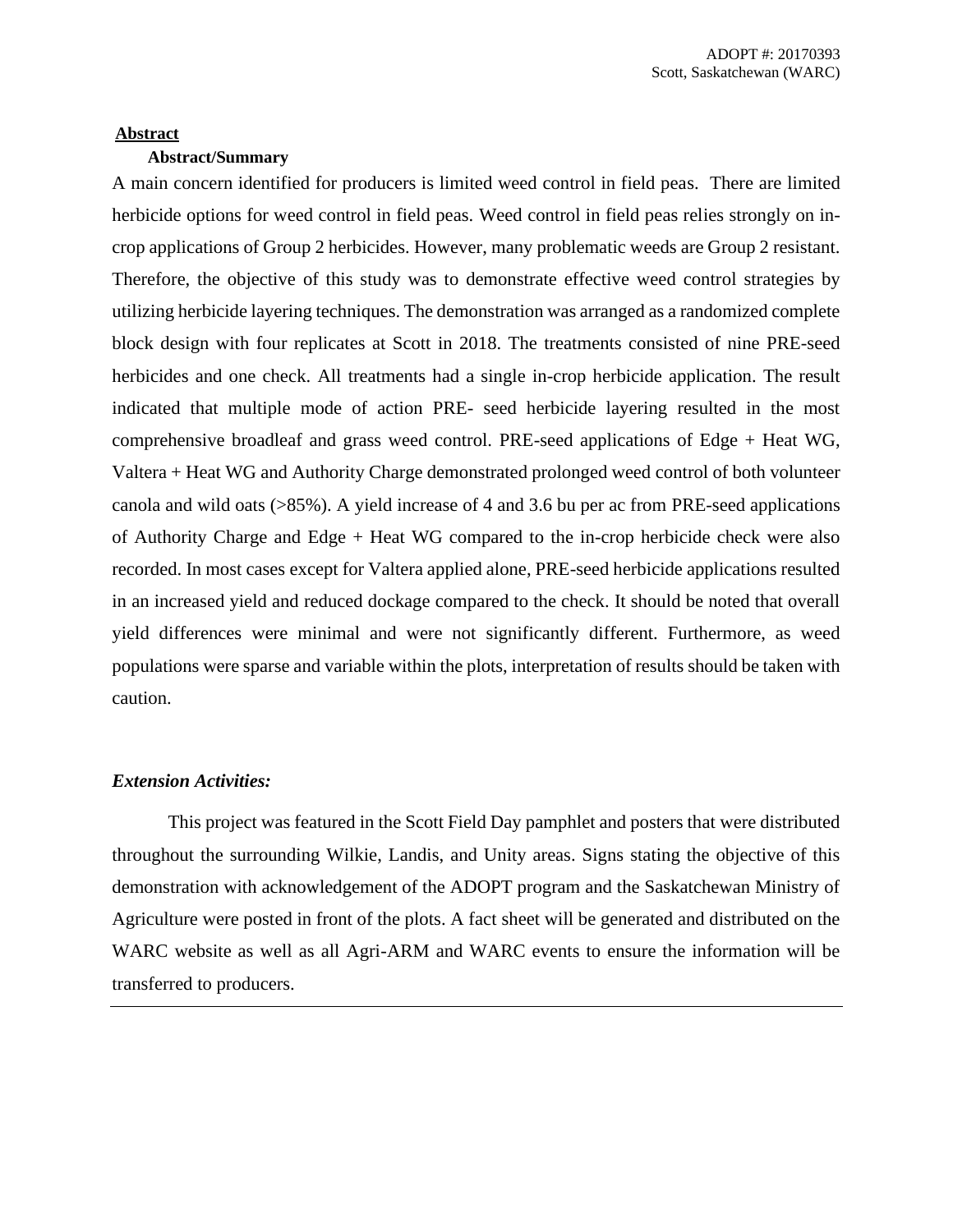## Abstract

### Abstract/Summary

A main concern identified for producers is limited weed control in field peas. There are limited herbicide options for weed control in field peas. Weed control in field peas relies strongly on in-crop applications of Group 2 herbicides. However, many problematic weeds are Group 2 resistant. Therefore, the objective of this study was to demonstrate effective weed control strategies by utilizing herbicide layering techniques. The demonstration was arranged as a randomized complete block design with four replicates at Scott in 2018. The treatments consisted of nine PRE-seed herbicides and one check. All treatments had a single in-crop herbicide application. The result indicated that multiple mode of action PRE- seed herbicide layering resulted in the most comprehensive broadleaf and grass weed control. PRE-seed applications of Edge + Heat WG, Valtera + Heat WG and Authority Charge demonstrated prolonged weed control of both volunteer canola and wild oats (>85%). A yield increase of 4 and 3.6 bu per ac from PRE-seed applications of Authority Charge and Edge + Heat WG compared to the in-crop herbicide check were also recorded. In most cases except for Valtera applied alone, PRE-seed herbicide applications resulted in an increased yield and reduced dockage compared to the check. It should be noted that overall yield differences were minimal and were not significantly different. Furthermore, as weed populations were sparse and variable within the plots, interpretation of results should be taken with caution.

### *Extension Activities:*

This project was featured in the Scott Field Day pamphlet and posters that were distributed throughout the surrounding Wilkie, Landis, and Unity areas. Signs stating the objective of this demonstration with acknowledgement of the ADOPT program and the Saskatchewan Ministry of Agriculture were posted in front of the plots. A fact sheet will be generated and distributed on the WARC website as well as all Agri-ARM and WARC events to ensure the information will be transferred to producers.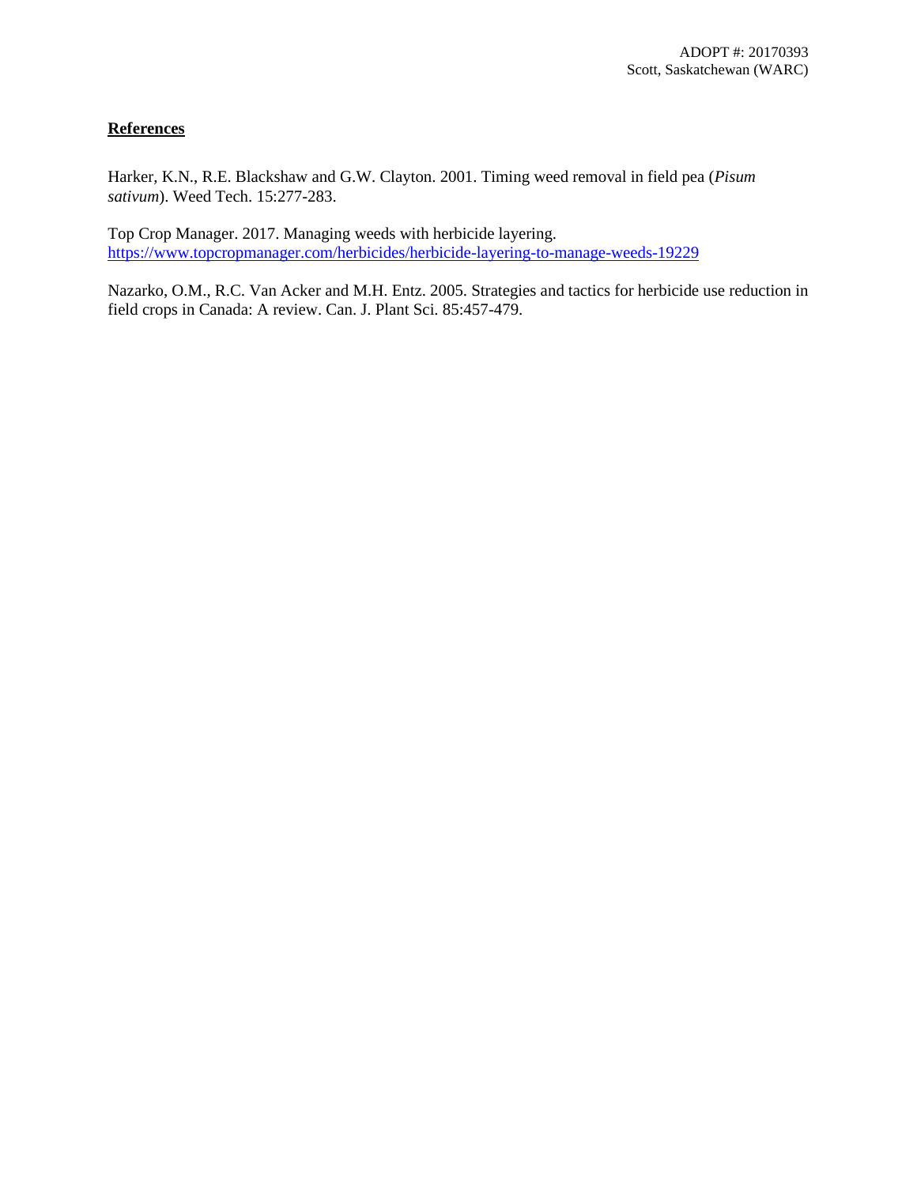## References

Harker, K.N., R.E. Blackshaw and G.W. Clayton. 2001. Timing weed removal in field pea (*Pisum sativum*). Weed Tech. 15:277-283.

Top Crop Manager. 2017. Managing weeds with herbicide layering. https://www.topcropmanager.com/herbicides/herbicide-layering-to-manage-weeds-19229

Nazarko, O.M., R.C. Van Acker and M.H. Entz. 2005. Strategies and tactics for herbicide use reduction in field crops in Canada: A review. Can. J. Plant Sci. 85:457-479.